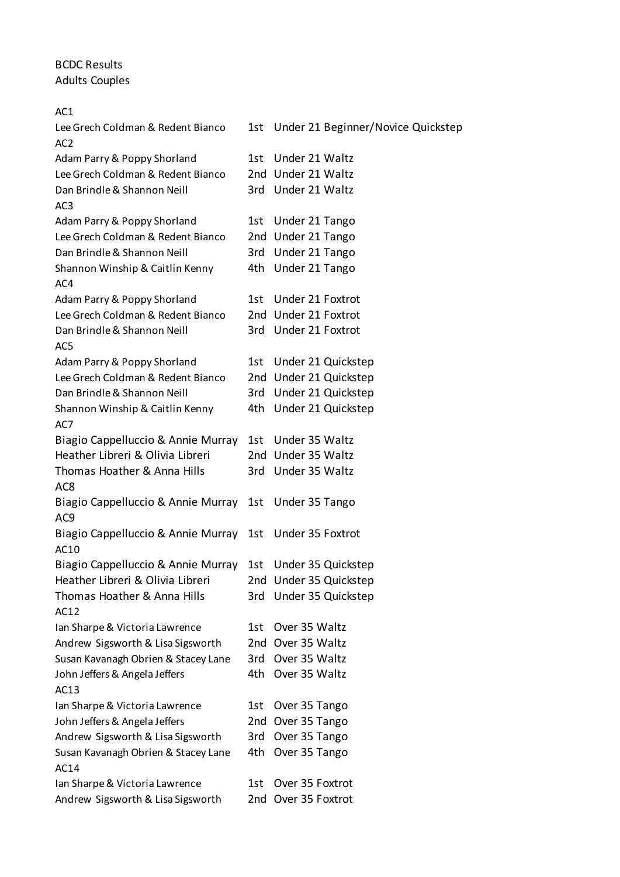BCDC Results
Adults Couples

AC1

| | | |
|---|---|---|
| Lee Grech Coldman & Redent Bianco | 1st | Under 21 Beginner/Novice Quickstep |

AC2

| | | |
|---|---|---|
| Adam Parry & Poppy Shorland | 1st | Under 21 Waltz |
| Lee Grech Coldman & Redent Bianco | 2nd | Under 21 Waltz |
| Dan Brindle & Shannon Neill | 3rd | Under 21 Waltz |

AC3

| | | |
|---|---|---|
| Adam Parry & Poppy Shorland | 1st | Under 21 Tango |
| Lee Grech Coldman & Redent Bianco | 2nd | Under 21 Tango |
| Dan Brindle & Shannon Neill | 3rd | Under 21 Tango |
| Shannon Winship & Caitlin Kenny | 4th | Under 21 Tango |

AC4

| | | |
|---|---|---|
| Adam Parry & Poppy Shorland | 1st | Under 21 Foxtrot |
| Lee Grech Coldman & Redent Bianco | 2nd | Under 21 Foxtrot |
| Dan Brindle & Shannon Neill | 3rd | Under 21 Foxtrot |

AC5

| | | |
|---|---|---|
| Adam Parry & Poppy Shorland | 1st | Under 21 Quickstep |
| Lee Grech Coldman & Redent Bianco | 2nd | Under 21 Quickstep |
| Dan Brindle & Shannon Neill | 3rd | Under 21 Quickstep |
| Shannon Winship & Caitlin Kenny | 4th | Under 21 Quickstep |

AC7

| | | |
|---|---|---|
| Biagio Cappelluccio & Annie Murray | 1st | Under 35 Waltz |
| Heather Libreri & Olivia Libreri | 2nd | Under 35 Waltz |
| Thomas Hoather & Anna Hills | 3rd | Under 35 Waltz |

AC8

| | | |
|---|---|---|
| Biagio Cappelluccio & Annie Murray | 1st | Under 35 Tango |

AC9

| | | |
|---|---|---|
| Biagio Cappelluccio & Annie Murray | 1st | Under 35 Foxtrot |

AC10

| | | |
|---|---|---|
| Biagio Cappelluccio & Annie Murray | 1st | Under 35 Quickstep |
| Heather Libreri & Olivia Libreri | 2nd | Under 35 Quickstep |
| Thomas Hoather & Anna Hills | 3rd | Under 35 Quickstep |

AC12

| | | |
|---|---|---|
| Ian Sharpe & Victoria Lawrence | 1st | Over 35 Waltz |
| Andrew Sigsworth & Lisa Sigsworth | 2nd | Over 35 Waltz |
| Susan Kavanagh Obrien & Stacey Lane | 3rd | Over 35 Waltz |
| John Jeffers & Angela Jeffers | 4th | Over 35 Waltz |

AC13

| | | |
|---|---|---|
| Ian Sharpe & Victoria Lawrence | 1st | Over 35 Tango |
| John Jeffers & Angela Jeffers | 2nd | Over 35 Tango |
| Andrew Sigsworth & Lisa Sigsworth | 3rd | Over 35 Tango |
| Susan Kavanagh Obrien & Stacey Lane | 4th | Over 35 Tango |

AC14

| | | |
|---|---|---|
| Ian Sharpe & Victoria Lawrence | 1st | Over 35 Foxtrot |
| Andrew Sigsworth & Lisa Sigsworth | 2nd | Over 35 Foxtrot |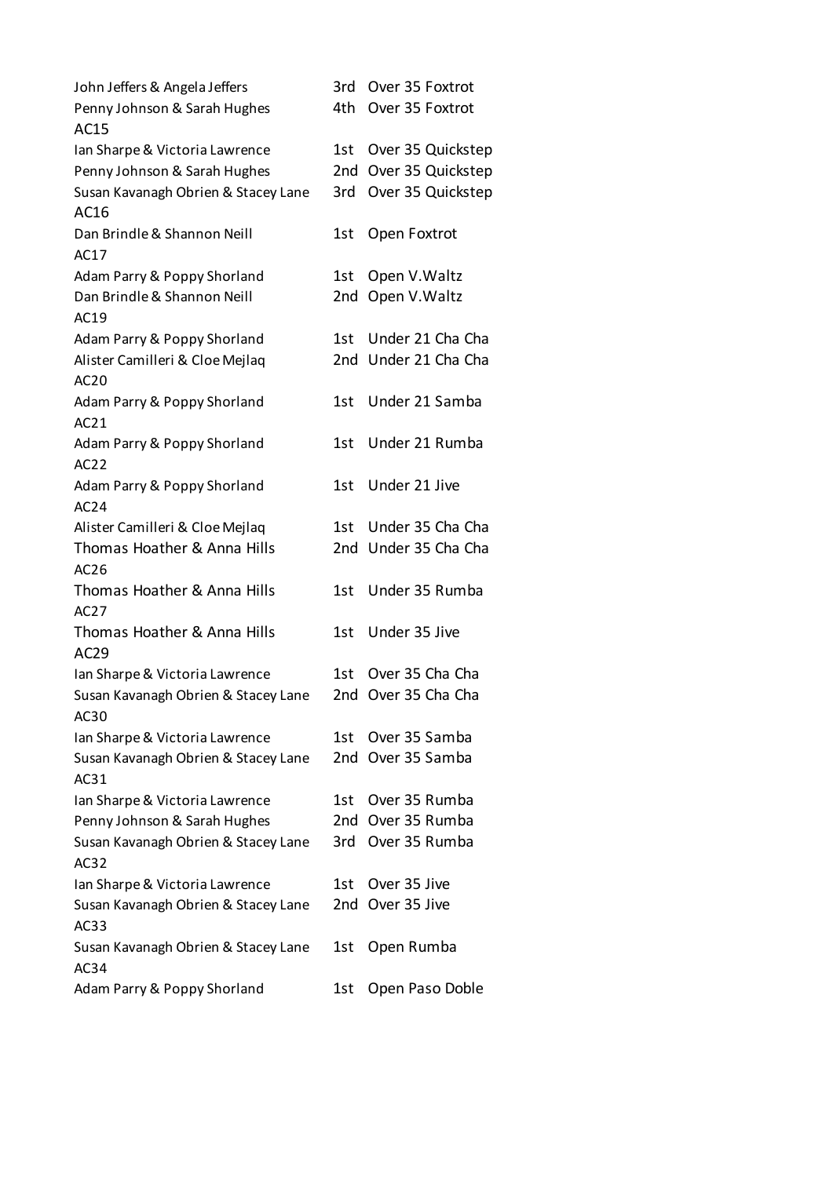John Jeffers & Angela Jeffers 3rd Over 35 Foxtrot
Penny Johnson & Sarah Hughes 4th Over 35 Foxtrot

AC15

Ian Sharpe & Victoria Lawrence 1st Over 35 Quickstep
Penny Johnson & Sarah Hughes 2nd Over 35 Quickstep
Susan Kavanagh Obrien & Stacey Lane 3rd Over 35 Quickstep

AC16

Dan Brindle & Shannon Neill 1st Open Foxtrot

AC17

Adam Parry & Poppy Shorland 1st Open V.Waltz
Dan Brindle & Shannon Neill 2nd Open V.Waltz

AC19

Adam Parry & Poppy Shorland 1st Under 21 Cha Cha
Alister Camilleri & Cloe Mejlaq 2nd Under 21 Cha Cha

AC20

Adam Parry & Poppy Shorland 1st Under 21 Samba

AC21

Adam Parry & Poppy Shorland 1st Under 21 Rumba

AC22

Adam Parry & Poppy Shorland 1st Under 21 Jive

AC24

Alister Camilleri & Cloe Mejlaq 1st Under 35 Cha Cha
Thomas Hoather & Anna Hills 2nd Under 35 Cha Cha

AC26

Thomas Hoather & Anna Hills 1st Under 35 Rumba

AC27

Thomas Hoather & Anna Hills 1st Under 35 Jive

AC29

Ian Sharpe & Victoria Lawrence 1st Over 35 Cha Cha
Susan Kavanagh Obrien & Stacey Lane 2nd Over 35 Cha Cha

AC30

Ian Sharpe & Victoria Lawrence 1st Over 35 Samba
Susan Kavanagh Obrien & Stacey Lane 2nd Over 35 Samba

AC31

Ian Sharpe & Victoria Lawrence 1st Over 35 Rumba
Penny Johnson & Sarah Hughes 2nd Over 35 Rumba
Susan Kavanagh Obrien & Stacey Lane 3rd Over 35 Rumba

AC32

Ian Sharpe & Victoria Lawrence 1st Over 35 Jive
Susan Kavanagh Obrien & Stacey Lane 2nd Over 35 Jive

AC33

Susan Kavanagh Obrien & Stacey Lane 1st Open Rumba

AC34

Adam Parry & Poppy Shorland 1st Open Paso Doble